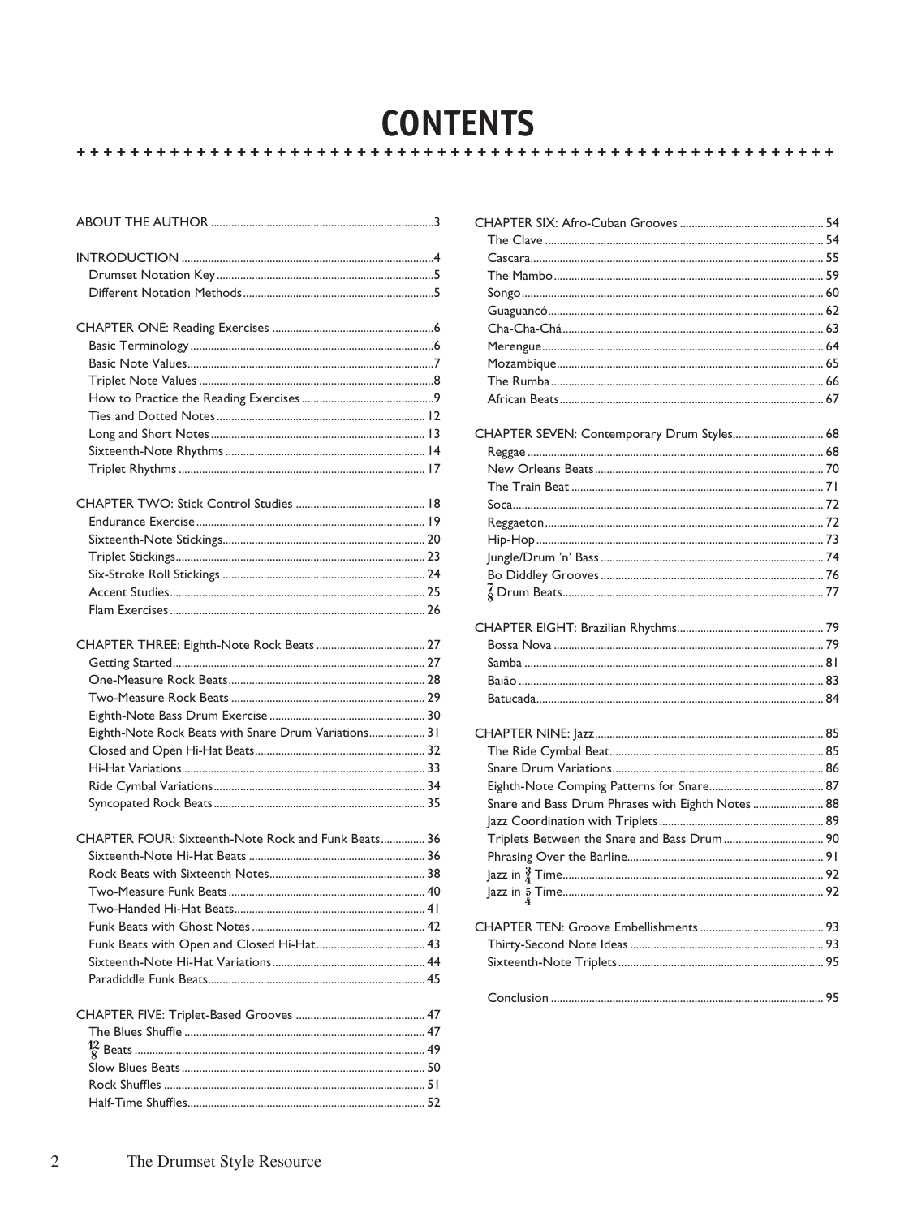# CONTENTS

ABOUT THE AUTHOR ........ 3

INTRODUCTION ........ 4
- Drumset Notation Key ........ 5
- Different Notation Methods ........ 5

CHAPTER ONE: Reading Exercises ........ 6
- Basic Terminology ........ 6
- Basic Note Values ........ 7
- Triplet Note Values ........ 8
- How to Practice the Reading Exercises ........ 9
- Ties and Dotted Notes ........ 12
- Long and Short Notes ........ 13
- Sixteenth-Note Rhythms ........ 14
- Triplet Rhythms ........ 17

CHAPTER TWO: Stick Control Studies ........ 18
- Endurance Exercise ........ 19
- Sixteenth-Note Stickings ........ 20
- Triplet Stickings ........ 23
- Six-Stroke Roll Stickings ........ 24
- Accent Studies ........ 25
- Flam Exercises ........ 26

CHAPTER THREE: Eighth-Note Rock Beats ........ 27
- Getting Started ........ 27
- One-Measure Rock Beats ........ 28
- Two-Measure Rock Beats ........ 29
- Eighth-Note Bass Drum Exercise ........ 30
- Eighth-Note Rock Beats with Snare Drum Variations ........ 31
- Closed and Open Hi-Hat Beats ........ 32
- Hi-Hat Variations ........ 33
- Ride Cymbal Variations ........ 34
- Syncopated Rock Beats ........ 35

CHAPTER FOUR: Sixteenth-Note Rock and Funk Beats ........ 36
- Sixteenth-Note Hi-Hat Beats ........ 36
- Rock Beats with Sixteenth Notes ........ 38
- Two-Measure Funk Beats ........ 40
- Two-Handed Hi-Hat Beats ........ 41
- Funk Beats with Ghost Notes ........ 42
- Funk Beats with Open and Closed Hi-Hat ........ 43
- Sixteenth-Note Hi-Hat Variations ........ 44
- Paradiddle Funk Beats ........ 45

CHAPTER FIVE: Triplet-Based Grooves ........ 47
- The Blues Shuffle ........ 47
- $\frac{12}{8}$ Beats ........ 49
- Slow Blues Beats ........ 50
- Rock Shuffles ........ 51
- Half-Time Shuffles ........ 52

CHAPTER SIX: Afro-Cuban Grooves ........ 54
- The Clave ........ 54
- Cascara ........ 55
- The Mambo ........ 59
- Songo ........ 60
- Guaguancó ........ 62
- Cha-Cha-Chá ........ 63
- Merengue ........ 64
- Mozambique ........ 65
- The Rumba ........ 66
- African Beats ........ 67

CHAPTER SEVEN: Contemporary Drum Styles ........ 68
- Reggae ........ 68
- New Orleans Beats ........ 70
- The Train Beat ........ 71
- Soca ........ 72
- Reggaeton ........ 72
- Hip-Hop ........ 73
- Jungle/Drum 'n' Bass ........ 74
- Bo Diddley Grooves ........ 76
- $\frac{7}{8}$ Drum Beats ........ 77

CHAPTER EIGHT: Brazilian Rhythms ........ 79
- Bossa Nova ........ 79
- Samba ........ 81
- Baião ........ 83
- Batucada ........ 84

CHAPTER NINE: Jazz ........ 85
- The Ride Cymbal Beat ........ 85
- Snare Drum Variations ........ 86
- Eighth-Note Comping Patterns for Snare ........ 87
- Snare and Bass Drum Phrases with Eighth Notes ........ 88
- Jazz Coordination with Triplets ........ 89
- Triplets Between the Snare and Bass Drum ........ 90
- Phrasing Over the Barline ........ 91
- Jazz in $\frac{3}{4}$ Time ........ 92
- Jazz in $\frac{5}{4}$ Time ........ 92

CHAPTER TEN: Groove Embellishments ........ 93
- Thirty-Second Note Ideas ........ 93
- Sixteenth-Note Triplets ........ 95

Conclusion ........ 95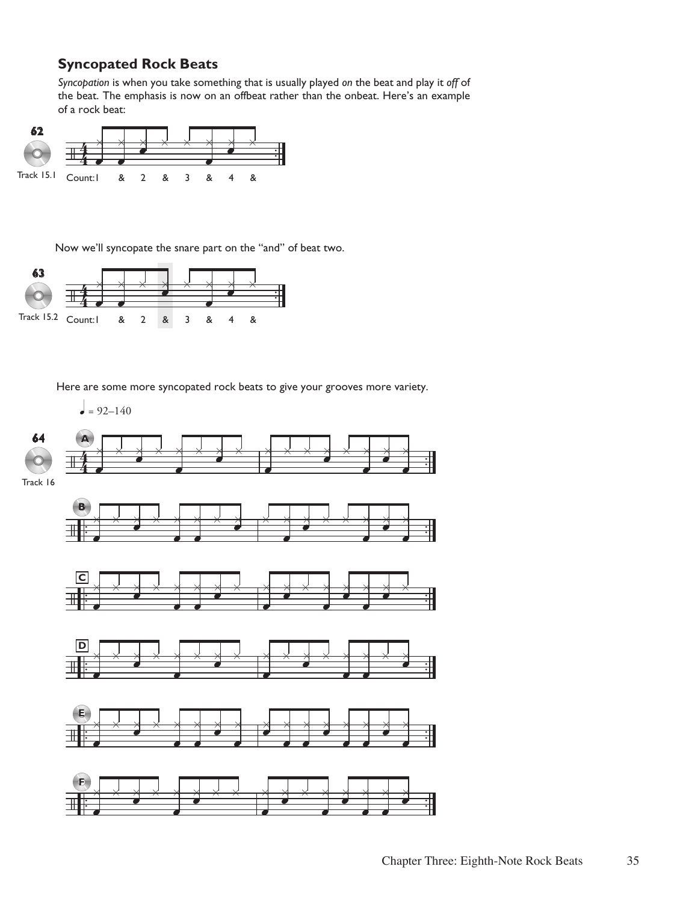## Syncopated Rock Beats

*Syncopation* is when you take something that is usually played *on* the beat and play it *off* of the beat. The emphasis is now on an offbeat rather than the onbeat. Here's an example of a rock beat:

62

Track 15.1 Count: 1 & 2 & 3 & 4 &

Now we'll syncopate the snare part on the "and" of beat two.

63

Track 15.2 Count: 1 & 2 & 3 & 4 &

Here are some more syncopated rock beats to give your grooves more variety.

♩ = 92–140

64

Track 16

A

B

C

D

E

F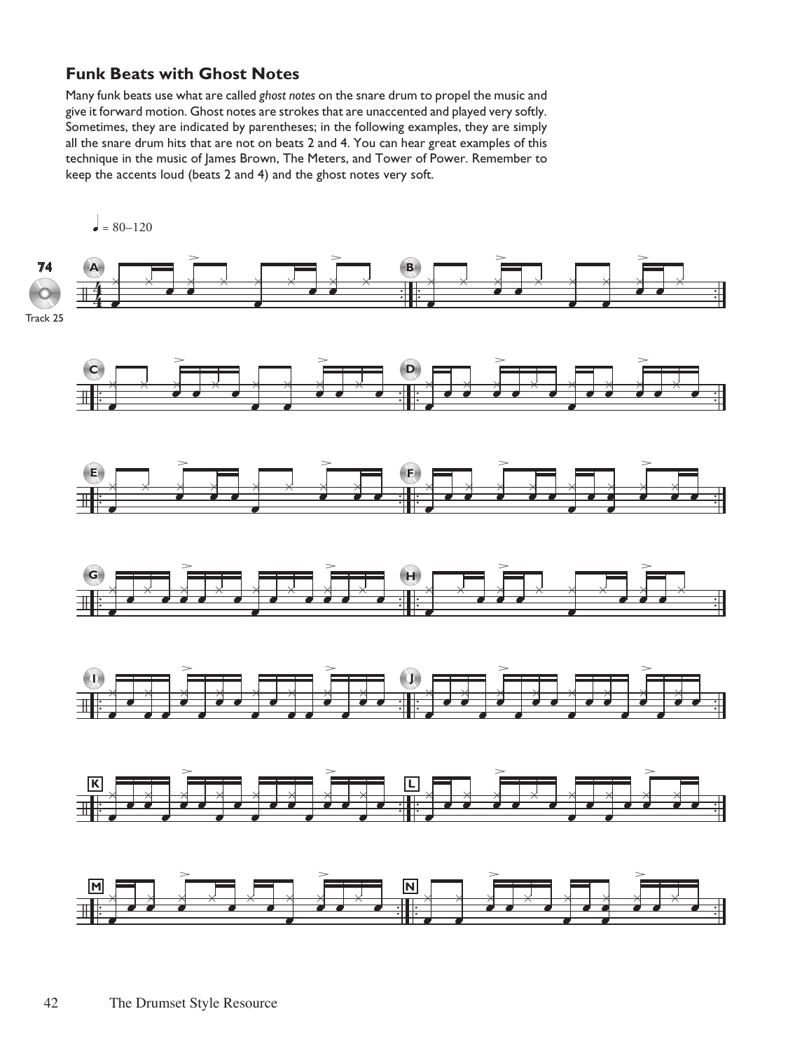## Funk Beats with Ghost Notes

Many funk beats use what are called *ghost notes* on the snare drum to propel the music and give it forward motion. Ghost notes are strokes that are unaccented and played very softly. Sometimes, they are indicated by parentheses; in the following examples, they are simply all the snare drum hits that are not on beats 2 and 4. You can hear great examples of this technique in the music of James Brown, The Meters, and Tower of Power. Remember to keep the accents loud (beats 2 and 4) and the ghost notes very soft.

♩ = 80–120

74

Track 25

A B C D E F G H I J K L M N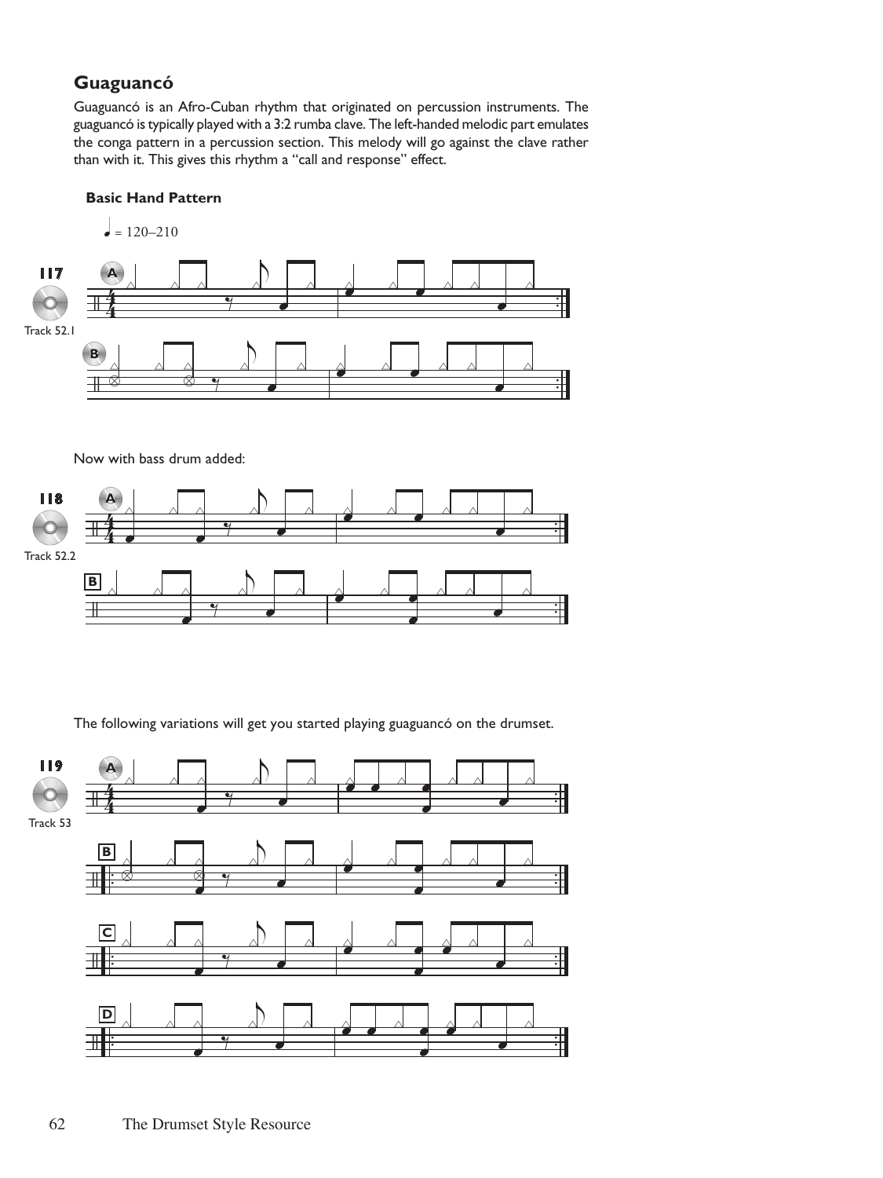## Guaguancó

Guaguancó is an Afro-Cuban rhythm that originated on percussion instruments. The guaguancó is typically played with a 3:2 rumba clave. The left-handed melodic part emulates the conga pattern in a percussion section. This melody will go against the clave rather than with it. This gives this rhythm a "call and response" effect.

**Basic Hand Pattern**

♩ = 120–210

117

Track 52.1

A

B

Now with bass drum added:

118

Track 52.2

A

B

The following variations will get you started playing guaguancó on the drumset.

119

Track 53

A

B

C

D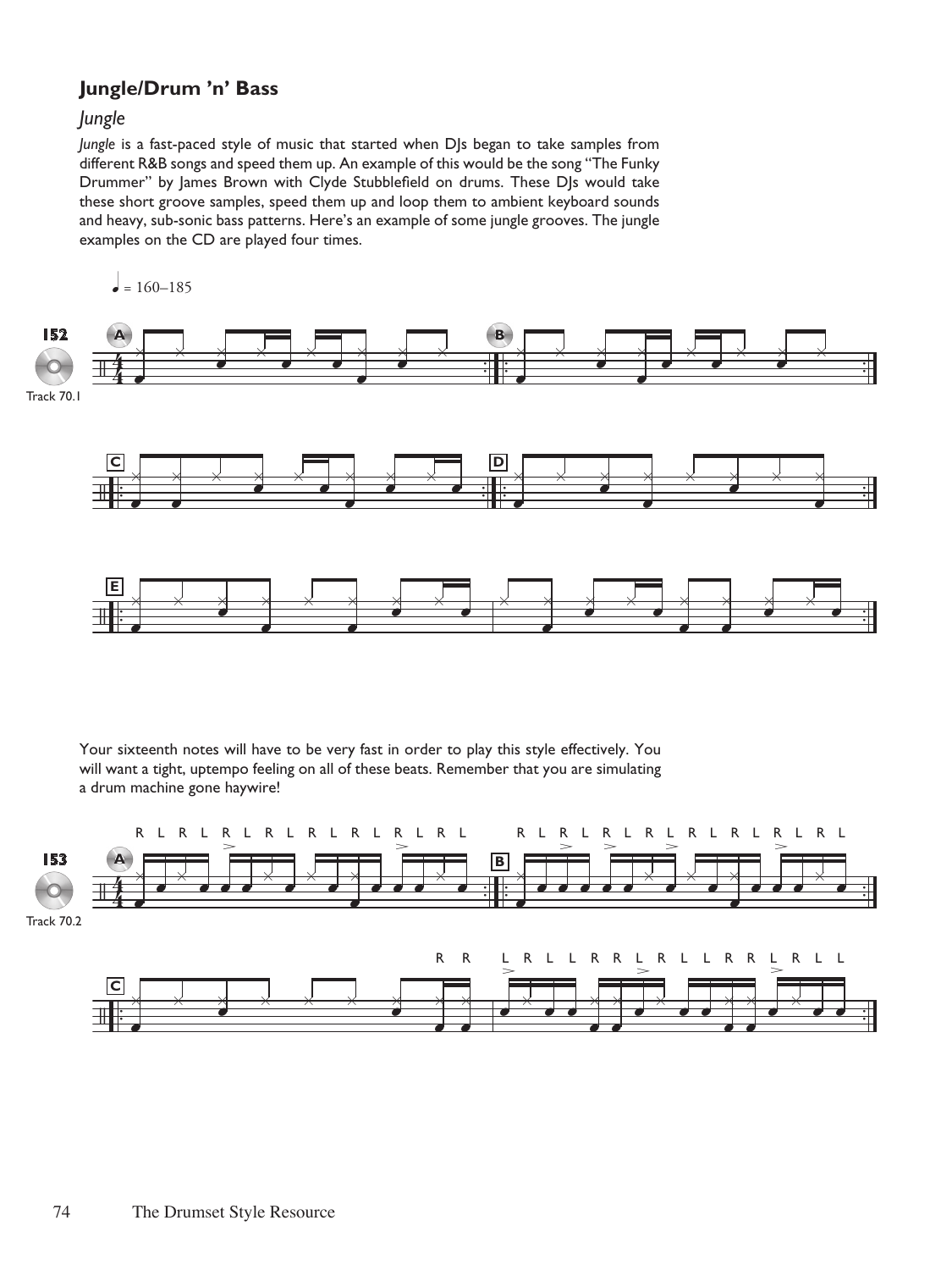## Jungle/Drum 'n' Bass

### *Jungle*

*Jungle* is a fast-paced style of music that started when DJs began to take samples from different R&B songs and speed them up. An example of this would be the song "The Funky Drummer" by James Brown with Clyde Stubblefield on drums. These DJs would take these short groove samples, speed them up and loop them to ambient keyboard sounds and heavy, sub-sonic bass patterns. Here's an example of some jungle grooves. The jungle examples on the CD are played four times.

♩ = 160–185

152

Track 70.1

Your sixteenth notes will have to be very fast in order to play this style effectively. You will want a tight, uptempo feeling on all of these beats. Remember that you are simulating a drum machine gone haywire!

153

Track 70.2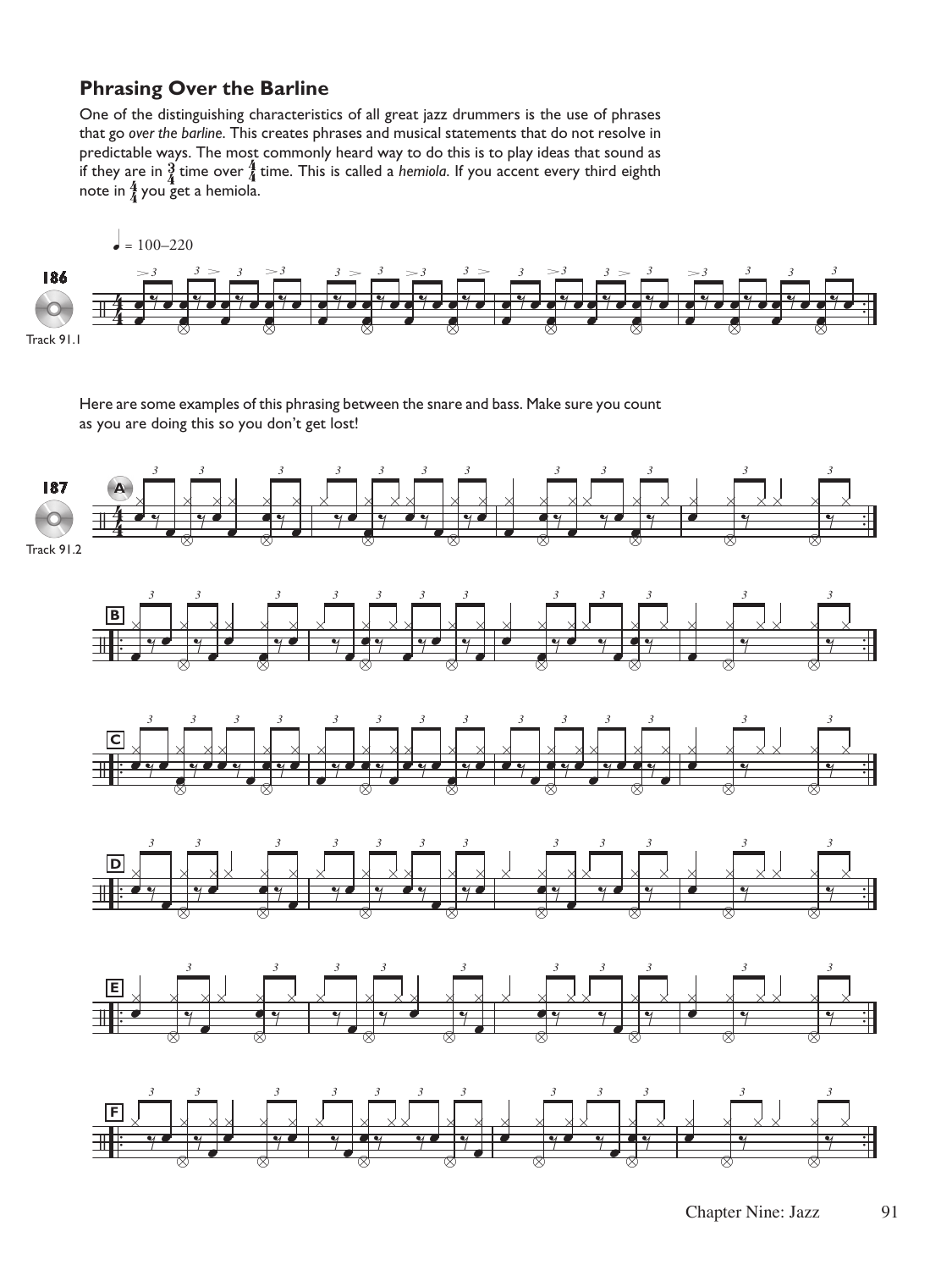## Phrasing Over the Barline

One of the distinguishing characteristics of all great jazz drummers is the use of phrases that go *over the barline*. This creates phrases and musical statements that do not resolve in predictable ways. The most commonly heard way to do this is to play ideas that sound as if they are in $\frac{3}{4}$ time over $\frac{4}{4}$ time. This is called a *hemiola*. If you accent every third eighth note in $\frac{4}{4}$ you get a hemiola.

♩ = 100–220

186

Track 91.1

Here are some examples of this phrasing between the snare and bass. Make sure you count as you are doing this so you don't get lost!

187

Track 91.2

A

B

C

D

E

F